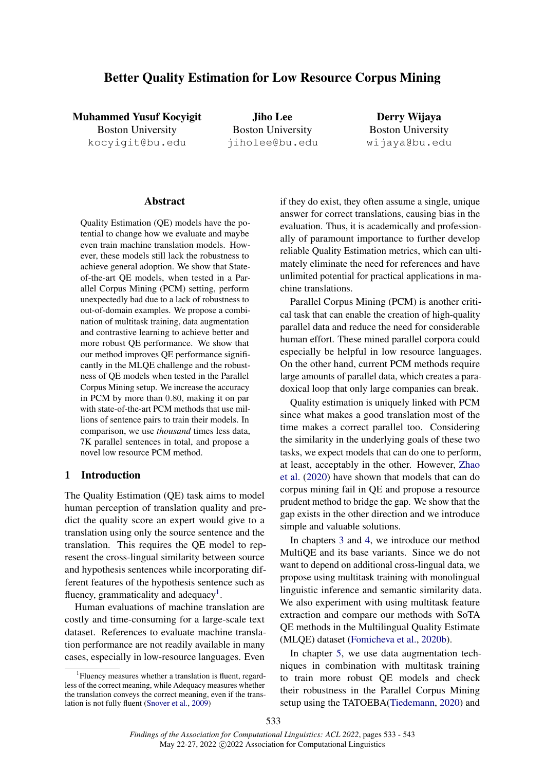# Better Quality Estimation for Low Resource Corpus Mining

**Muhammed Yusuf Kocyigit**
Boston University
kocyigit@bu.edu

**Jiho Lee**
Boston University
jiholee@bu.edu

**Derry Wijaya**
Boston University
wijaya@bu.edu

## Abstract

Quality Estimation (QE) models have the potential to change how we evaluate and maybe even train machine translation models. However, these models still lack the robustness to achieve general adoption. We show that State-of-the-art QE models, when tested in a Parallel Corpus Mining (PCM) setting, perform unexpectedly bad due to a lack of robustness to out-of-domain examples. We propose a combination of multitask training, data augmentation and contrastive learning to achieve better and more robust QE performance. We show that our method improves QE performance significantly in the MLQE challenge and the robustness of QE models when tested in the Parallel Corpus Mining setup. We increase the accuracy in PCM by more than 0.80, making it on par with state-of-the-art PCM methods that use millions of sentence pairs to train their models. In comparison, we use *thousand* times less data, 7K parallel sentences in total, and propose a novel low resource PCM method.

## 1 Introduction

The Quality Estimation (QE) task aims to model human perception of translation quality and predict the quality score an expert would give to a translation using only the source sentence and the translation. This requires the QE model to represent the cross-lingual similarity between source and hypothesis sentences while incorporating different features of the hypothesis sentence such as fluency, grammaticality and adequacy[1].

Human evaluations of machine translation are costly and time-consuming for a large-scale text dataset. References to evaluate machine translation performance are not readily available in many cases, especially in low-resource languages. Even if they do exist, they often assume a single, unique answer for correct translations, causing bias in the evaluation. Thus, it is academically and professionally of paramount importance to further develop reliable Quality Estimation metrics, which can ultimately eliminate the need for references and have unlimited potential for practical applications in machine translations.

Parallel Corpus Mining (PCM) is another critical task that can enable the creation of high-quality parallel data and reduce the need for considerable human effort. These mined parallel corpora could especially be helpful in low resource languages. On the other hand, current PCM methods require large amounts of parallel data, which creates a paradoxical loop that only large companies can break.

Quality estimation is uniquely linked with PCM since what makes a good translation most of the time makes a correct parallel too. Considering the similarity in the underlying goals of these two tasks, we expect models that can do one to perform, at least, acceptably in the other. However, Zhao et al. (2020) have shown that models that can do corpus mining fail in QE and propose a resource prudent method to bridge the gap. We show that the gap exists in the other direction and we introduce simple and valuable solutions.

In chapters 3 and 4, we introduce our method MultiQE and its base variants. Since we do not want to depend on additional cross-lingual data, we propose using multitask training with monolingual linguistic inference and semantic similarity data. We also experiment with using multitask feature extraction and compare our methods with SoTA QE methods in the Multilingual Quality Estimate (MLQE) dataset (Fomicheva et al., 2020b).

In chapter 5, we use data augmentation techniques in combination with multitask training to train more robust QE models and check their robustness in the Parallel Corpus Mining setup using the TATOEBA(Tiedemann, 2020) and

[1] Fluency measures whether a translation is fluent, regardless of the correct meaning, while Adequacy measures whether the translation conveys the correct meaning, even if the translation is not fully fluent (Snover et al., 2009)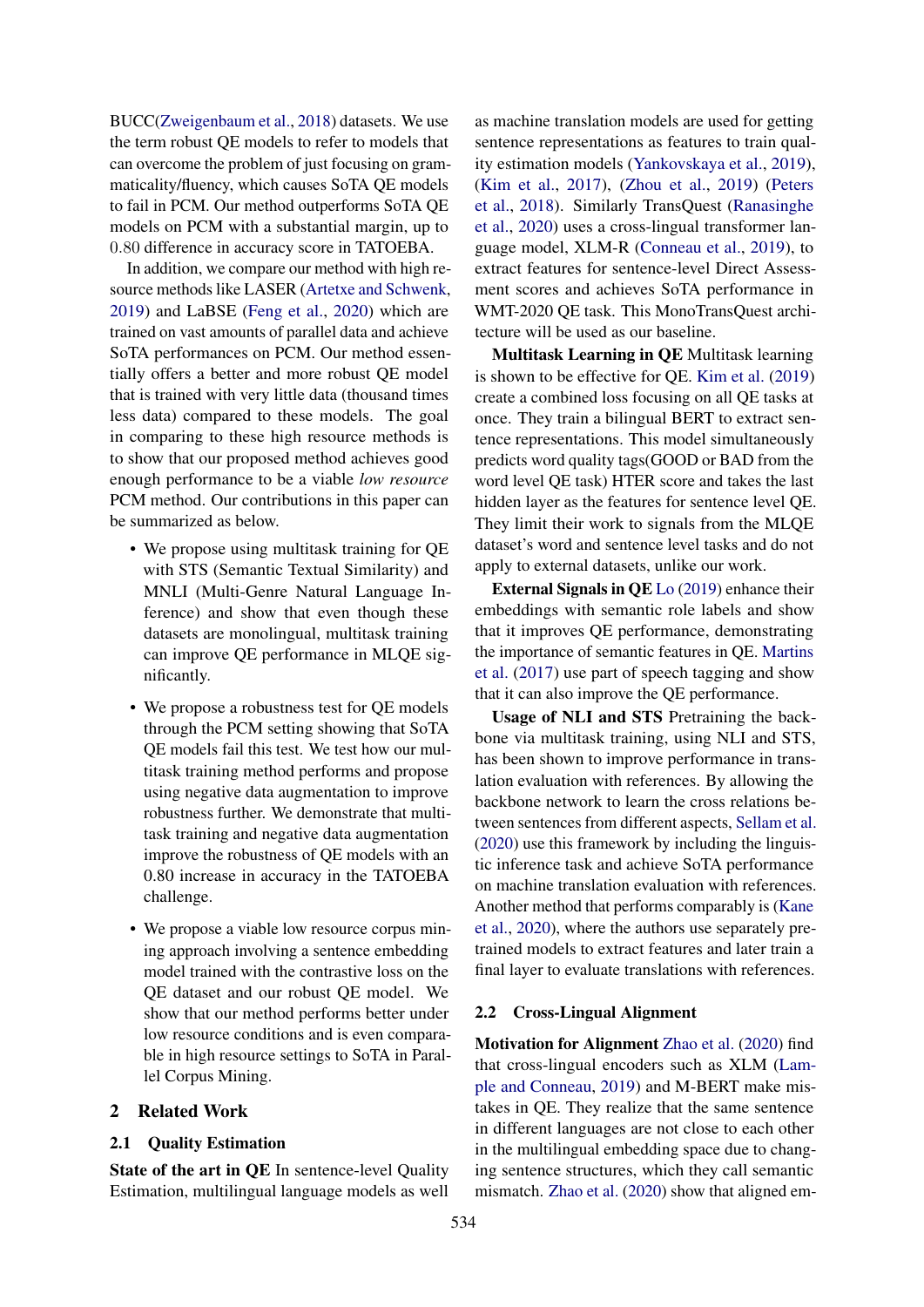BUCC(Zweigenbaum et al., 2018) datasets. We use the term robust QE models to refer to models that can overcome the problem of just focusing on grammaticality/fluency, which causes SoTA QE models to fail in PCM. Our method outperforms SoTA QE models on PCM with a substantial margin, up to $0.80$ difference in accuracy score in TATOEBA.

In addition, we compare our method with high resource methods like LASER (Artetxe and Schwenk, 2019) and LaBSE (Feng et al., 2020) which are trained on vast amounts of parallel data and achieve SoTA performances on PCM. Our method essentially offers a better and more robust QE model that is trained with very little data (thousand times less data) compared to these models. The goal in comparing to these high resource methods is to show that our proposed method achieves good enough performance to be a viable *low resource* PCM method. Our contributions in this paper can be summarized as below.

- We propose using multitask training for QE with STS (Semantic Textual Similarity) and MNLI (Multi-Genre Natural Language Inference) and show that even though these datasets are monolingual, multitask training can improve QE performance in MLQE significantly.
- We propose a robustness test for QE models through the PCM setting showing that SoTA QE models fail this test. We test how our multitask training method performs and propose using negative data augmentation to improve robustness further. We demonstrate that multitask training and negative data augmentation improve the robustness of QE models with an 0.80 increase in accuracy in the TATOEBA challenge.
- We propose a viable low resource corpus mining approach involving a sentence embedding model trained with the contrastive loss on the QE dataset and our robust QE model. We show that our method performs better under low resource conditions and is even comparable in high resource settings to SoTA in Parallel Corpus Mining.

## 2 Related Work

### 2.1 Quality Estimation

**State of the art in QE** In sentence-level Quality Estimation, multilingual language models as well as machine translation models are used for getting sentence representations as features to train quality estimation models (Yankovskaya et al., 2019), (Kim et al., 2017), (Zhou et al., 2019) (Peters et al., 2018). Similarly TransQuest (Ranasinghe et al., 2020) uses a cross-lingual transformer language model, XLM-R (Conneau et al., 2019), to extract features for sentence-level Direct Assessment scores and achieves SoTA performance in WMT-2020 QE task. This MonoTransQuest architecture will be used as our baseline.

**Multitask Learning in QE** Multitask learning is shown to be effective for QE. Kim et al. (2019) create a combined loss focusing on all QE tasks at once. They train a bilingual BERT to extract sentence representations. This model simultaneously predicts word quality tags(GOOD or BAD from the word level QE task) HTER score and takes the last hidden layer as the features for sentence level QE. They limit their work to signals from the MLQE dataset's word and sentence level tasks and do not apply to external datasets, unlike our work.

**External Signals in QE** Lo (2019) enhance their embeddings with semantic role labels and show that it improves QE performance, demonstrating the importance of semantic features in QE. Martins et al. (2017) use part of speech tagging and show that it can also improve the QE performance.

**Usage of NLI and STS** Pretraining the backbone via multitask training, using NLI and STS, has been shown to improve performance in translation evaluation with references. By allowing the backbone network to learn the cross relations between sentences from different aspects, Sellam et al. (2020) use this framework by including the linguistic inference task and achieve SoTA performance on machine translation evaluation with references. Another method that performs comparably is (Kane et al., 2020), where the authors use separately pretrained models to extract features and later train a final layer to evaluate translations with references.

### 2.2 Cross-Lingual Alignment

**Motivation for Alignment** Zhao et al. (2020) find that cross-lingual encoders such as XLM (Lample and Conneau, 2019) and M-BERT make mistakes in QE. They realize that the same sentence in different languages are not close to each other in the multilingual embedding space due to changing sentence structures, which they call semantic mismatch. Zhao et al. (2020) show that aligned em-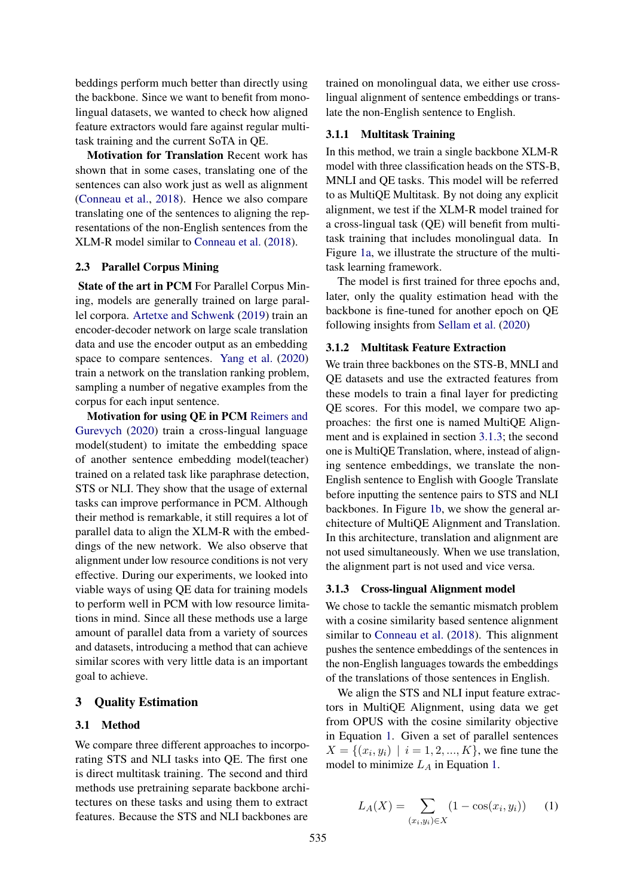beddings perform much better than directly using the backbone. Since we want to benefit from monolingual datasets, we wanted to check how aligned feature extractors would fare against regular multitask training and the current SoTA in QE.

**Motivation for Translation** Recent work has shown that in some cases, translating one of the sentences can also work just as well as alignment (Conneau et al., 2018). Hence we also compare translating one of the sentences to aligning the representations of the non-English sentences from the XLM-R model similar to Conneau et al. (2018).

### 2.3 Parallel Corpus Mining

**State of the art in PCM** For Parallel Corpus Mining, models are generally trained on large parallel corpora. Artetxe and Schwenk (2019) train an encoder-decoder network on large scale translation data and use the encoder output as an embedding space to compare sentences. Yang et al. (2020) train a network on the translation ranking problem, sampling a number of negative examples from the corpus for each input sentence.

**Motivation for using QE in PCM** Reimers and Gurevych (2020) train a cross-lingual language model(student) to imitate the embedding space of another sentence embedding model(teacher) trained on a related task like paraphrase detection, STS or NLI. They show that the usage of external tasks can improve performance in PCM. Although their method is remarkable, it still requires a lot of parallel data to align the XLM-R with the embeddings of the new network. We also observe that alignment under low resource conditions is not very effective. During our experiments, we looked into viable ways of using QE data for training models to perform well in PCM with low resource limitations in mind. Since all these methods use a large amount of parallel data from a variety of sources and datasets, introducing a method that can achieve similar scores with very little data is an important goal to achieve.

## 3 Quality Estimation

### 3.1 Method

We compare three different approaches to incorporating STS and NLI tasks into QE. The first one is direct multitask training. The second and third methods use pretraining separate backbone architectures on these tasks and using them to extract features. Because the STS and NLI backbones are trained on monolingual data, we either use cross-lingual alignment of sentence embeddings or translate the non-English sentence to English.

#### 3.1.1 Multitask Training

In this method, we train a single backbone XLM-R model with three classification heads on the STS-B, MNLI and QE tasks. This model will be referred to as MultiQE Multitask. By not doing any explicit alignment, we test if the XLM-R model trained for a cross-lingual task (QE) will benefit from multitask training that includes monolingual data. In Figure 1a, we illustrate the structure of the multitask learning framework.

The model is first trained for three epochs and, later, only the quality estimation head with the backbone is fine-tuned for another epoch on QE following insights from Sellam et al. (2020)

#### 3.1.2 Multitask Feature Extraction

We train three backbones on the STS-B, MNLI and QE datasets and use the extracted features from these models to train a final layer for predicting QE scores. For this model, we compare two approaches: the first one is named MultiQE Alignment and is explained in section 3.1.3; the second one is MultiQE Translation, where, instead of aligning sentence embeddings, we translate the non-English sentence to English with Google Translate before inputting the sentence pairs to STS and NLI backbones. In Figure 1b, we show the general architecture of MultiQE Alignment and Translation. In this architecture, translation and alignment are not used simultaneously. When we use translation, the alignment part is not used and vice versa.

#### 3.1.3 Cross-lingual Alignment model

We chose to tackle the semantic mismatch problem with a cosine similarity based sentence alignment similar to Conneau et al. (2018). This alignment pushes the sentence embeddings of the sentences in the non-English languages towards the embeddings of the translations of those sentences in English.

We align the STS and NLI input feature extractors in MultiQE Alignment, using data we get from OPUS with the cosine similarity objective in Equation 1. Given a set of parallel sentences $X = \{(x_i, y_i) \mid i = 1, 2, ..., K\}$, we fine tune the model to minimize $L_A$ in Equation 1.

$$L_A(X) = \sum_{(x_i,y_i)\in X} (1 - \cos(x_i, y_i)) \quad (1)$$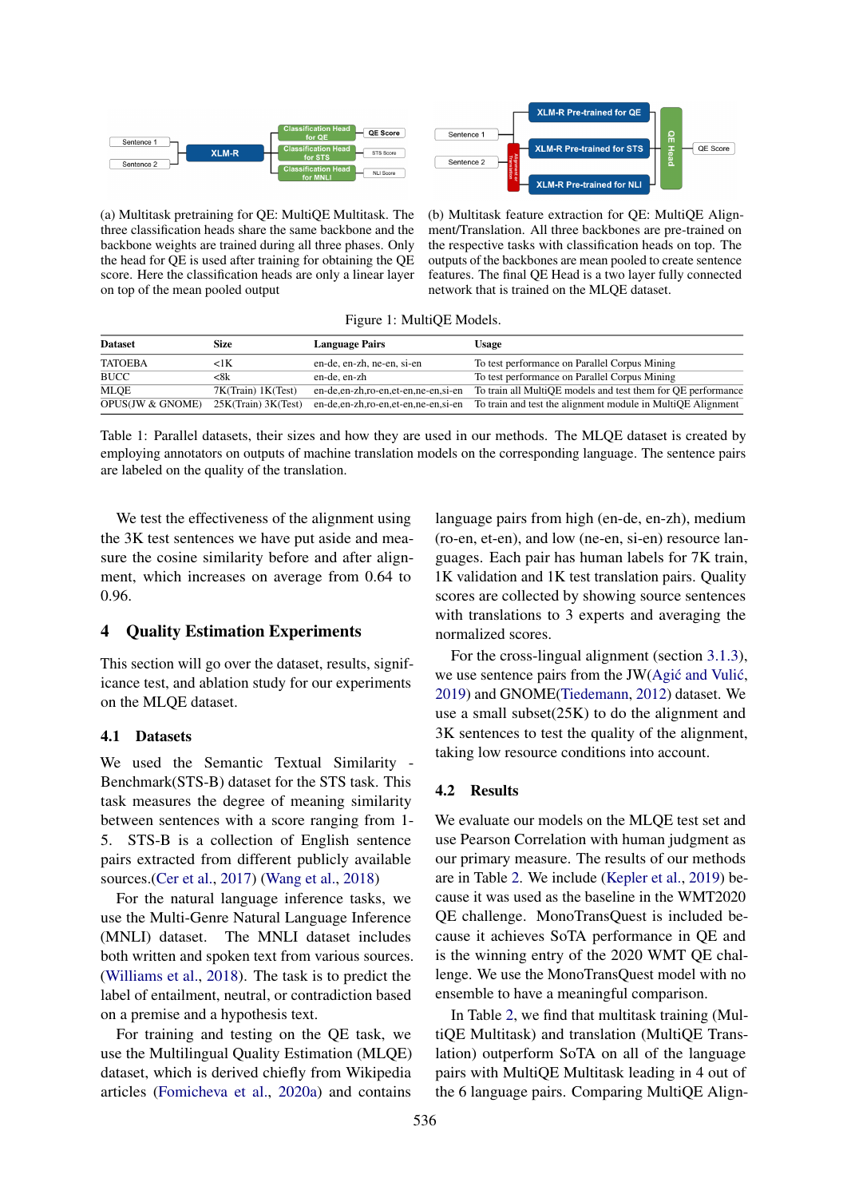(a) Multitask pretraining for QE: MultiQE Multitask. The three classification heads share the same backbone and the backbone weights are trained during all three phases. Only the head for QE is used after training for obtaining the QE score. Here the classification heads are only a linear layer on top of the mean pooled output

(b) Multitask feature extraction for QE: MultiQE Alignment/Translation. All three backbones are pre-trained on the respective tasks with classification heads on top. The outputs of the backbones are mean pooled to create sentence features. The final QE Head is a two layer fully connected network that is trained on the MLQE dataset.

Figure 1: MultiQE Models.

| Dataset | Size | Language Pairs | Usage |
|---|---|---|---|
| TATOEBA | <1K | en-de, en-zh, ne-en, si-en | To test performance on Parallel Corpus Mining |
| BUCC | <8k | en-de, en-zh | To test performance on Parallel Corpus Mining |
| MLQE | 7K(Train) 1K(Test) | en-de,en-zh,ro-en,et-en,ne-en,si-en | To train all MultiQE models and test them for QE performance |
| OPUS(JW & GNOME) | 25K(Train) 3K(Test) | en-de,en-zh,ro-en,et-en,ne-en,si-en | To train and test the alignment module in MultiQE Alignment |

Table 1: Parallel datasets, their sizes and how they are used in our methods. The MLQE dataset is created by employing annotators on outputs of machine translation models on the corresponding language. The sentence pairs are labeled on the quality of the translation.

We test the effectiveness of the alignment using the 3K test sentences we have put aside and measure the cosine similarity before and after alignment, which increases on average from 0.64 to 0.96.

## 4 Quality Estimation Experiments

This section will go over the dataset, results, significance test, and ablation study for our experiments on the MLQE dataset.

### 4.1 Datasets

We used the Semantic Textual Similarity - Benchmark(STS-B) dataset for the STS task. This task measures the degree of meaning similarity between sentences with a score ranging from 1-5. STS-B is a collection of English sentence pairs extracted from different publicly available sources.(Cer et al., 2017) (Wang et al., 2018)

For the natural language inference tasks, we use the Multi-Genre Natural Language Inference (MNLI) dataset. The MNLI dataset includes both written and spoken text from various sources. (Williams et al., 2018). The task is to predict the label of entailment, neutral, or contradiction based on a premise and a hypothesis text.

For training and testing on the QE task, we use the Multilingual Quality Estimation (MLQE) dataset, which is derived chiefly from Wikipedia articles (Fomicheva et al., 2020a) and contains language pairs from high (en-de, en-zh), medium (ro-en, et-en), and low (ne-en, si-en) resource languages. Each pair has human labels for 7K train, 1K validation and 1K test translation pairs. Quality scores are collected by showing source sentences with translations to 3 experts and averaging the normalized scores.

For the cross-lingual alignment (section 3.1.3), we use sentence pairs from the JW(Agić and Vulić, 2019) and GNOME(Tiedemann, 2012) dataset. We use a small subset(25K) to do the alignment and 3K sentences to test the quality of the alignment, taking low resource conditions into account.

### 4.2 Results

We evaluate our models on the MLQE test set and use Pearson Correlation with human judgment as our primary measure. The results of our methods are in Table 2. We include (Kepler et al., 2019) because it was used as the baseline in the WMT2020 QE challenge. MonoTransQuest is included because it achieves SoTA performance in QE and is the winning entry of the 2020 WMT QE challenge. We use the MonoTransQuest model with no ensemble to have a meaningful comparison.

In Table 2, we find that multitask training (MultiQE Multitask) and translation (MultiQE Translation) outperform SoTA on all of the language pairs with MultiQE Multitask leading in 4 out of the 6 language pairs. Comparing MultiQE Align-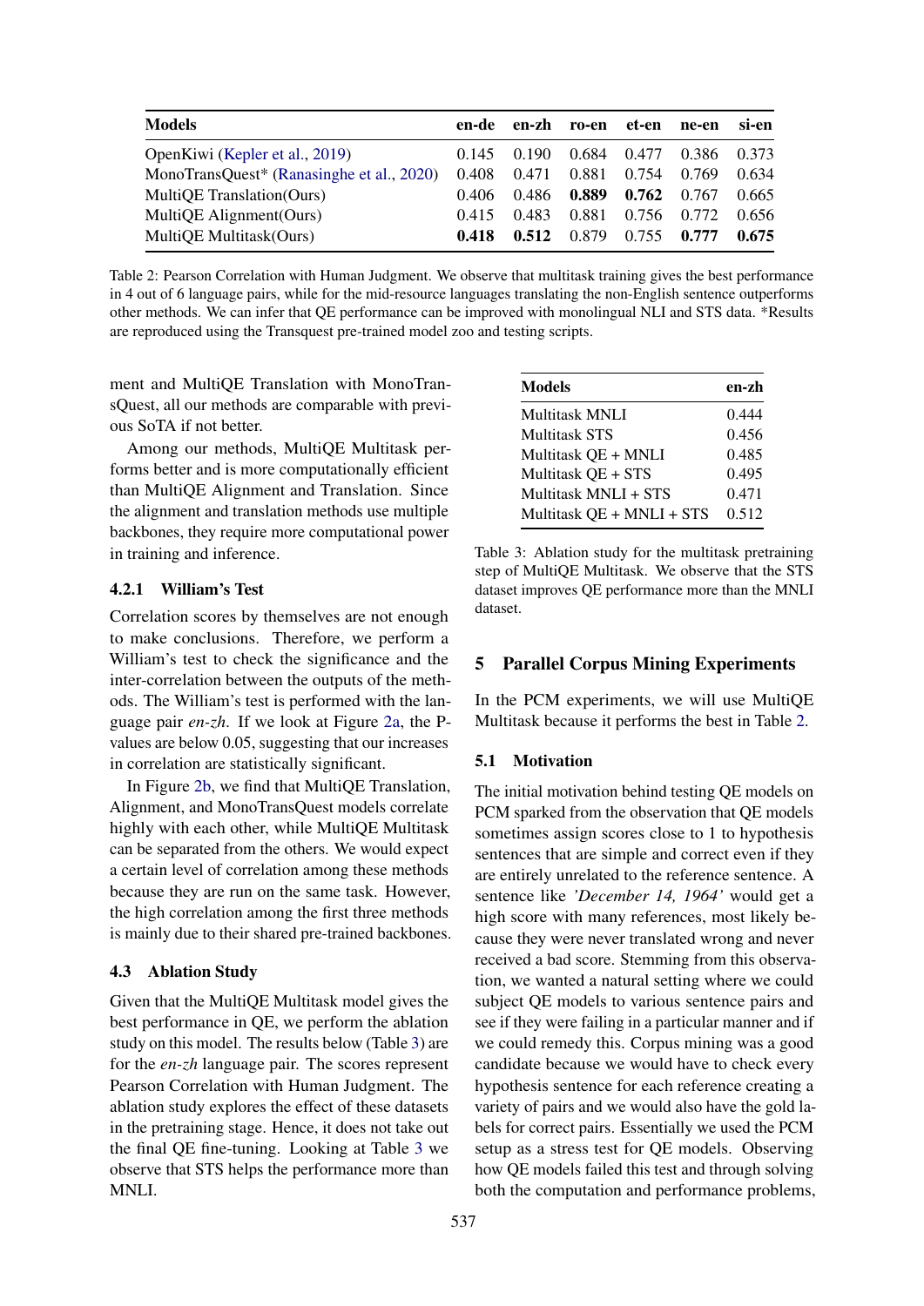| Models | en-de | en-zh | ro-en | et-en | ne-en | si-en |
|---|---|---|---|---|---|---|
| OpenKiwi (Kepler et al., 2019) | 0.145 | 0.190 | 0.684 | 0.477 | 0.386 | 0.373 |
| MonoTransQuest* (Ranasinghe et al., 2020) | 0.408 | 0.471 | 0.881 | 0.754 | 0.769 | 0.634 |
| MultiQE Translation(Ours) | 0.406 | 0.486 | **0.889** | **0.762** | 0.767 | 0.665 |
| MultiQE Alignment(Ours) | 0.415 | 0.483 | 0.881 | 0.756 | 0.772 | 0.656 |
| MultiQE Multitask(Ours) | **0.418** | **0.512** | 0.879 | 0.755 | **0.777** | **0.675** |

Table 2: Pearson Correlation with Human Judgment. We observe that multitask training gives the best performance in 4 out of 6 language pairs, while for the mid-resource languages translating the non-English sentence outperforms other methods. We can infer that QE performance can be improved with monolingual NLI and STS data. *Results are reproduced using the Transquest pre-trained model zoo and testing scripts.

ment and MultiQE Translation with MonoTransQuest, all our methods are comparable with previous SoTA if not better.

Among our methods, MultiQE Multitask performs better and is more computationally efficient than MultiQE Alignment and Translation. Since the alignment and translation methods use multiple backbones, they require more computational power in training and inference.

#### 4.2.1 William's Test

Correlation scores by themselves are not enough to make conclusions. Therefore, we perform a William's test to check the significance and the inter-correlation between the outputs of the methods. The William's test is performed with the language pair *en-zh*. If we look at Figure 2a, the P-values are below 0.05, suggesting that our increases in correlation are statistically significant.

In Figure 2b, we find that MultiQE Translation, Alignment, and MonoTransQuest models correlate highly with each other, while MultiQE Multitask can be separated from the others. We would expect a certain level of correlation among these methods because they are run on the same task. However, the high correlation among the first three methods is mainly due to their shared pre-trained backbones.

### 4.3 Ablation Study

Given that the MultiQE Multitask model gives the best performance in QE, we perform the ablation study on this model. The results below (Table 3) are for the *en-zh* language pair. The scores represent Pearson Correlation with Human Judgment. The ablation study explores the effect of these datasets in the pretraining stage. Hence, it does not take out the final QE fine-tuning. Looking at Table 3 we observe that STS helps the performance more than MNLI.

| Models | en-zh |
|---|---|
| Multitask MNLI | 0.444 |
| Multitask STS | 0.456 |
| Multitask QE + MNLI | 0.485 |
| Multitask QE + STS | 0.495 |
| Multitask MNLI + STS | 0.471 |
| Multitask QE + MNLI + STS | 0.512 |

Table 3: Ablation study for the multitask pretraining step of MultiQE Multitask. We observe that the STS dataset improves QE performance more than the MNLI dataset.

## 5 Parallel Corpus Mining Experiments

In the PCM experiments, we will use MultiQE Multitask because it performs the best in Table 2.

### 5.1 Motivation

The initial motivation behind testing QE models on PCM sparked from the observation that QE models sometimes assign scores close to 1 to hypothesis sentences that are simple and correct even if they are entirely unrelated to the reference sentence. A sentence like *'December 14, 1964'* would get a high score with many references, most likely because they were never translated wrong and never received a bad score. Stemming from this observation, we wanted a natural setting where we could subject QE models to various sentence pairs and see if they were failing in a particular manner and if we could remedy this. Corpus mining was a good candidate because we would have to check every hypothesis sentence for each reference creating a variety of pairs and we would also have the gold labels for correct pairs. Essentially we used the PCM setup as a stress test for QE models. Observing how QE models failed this test and through solving both the computation and performance problems,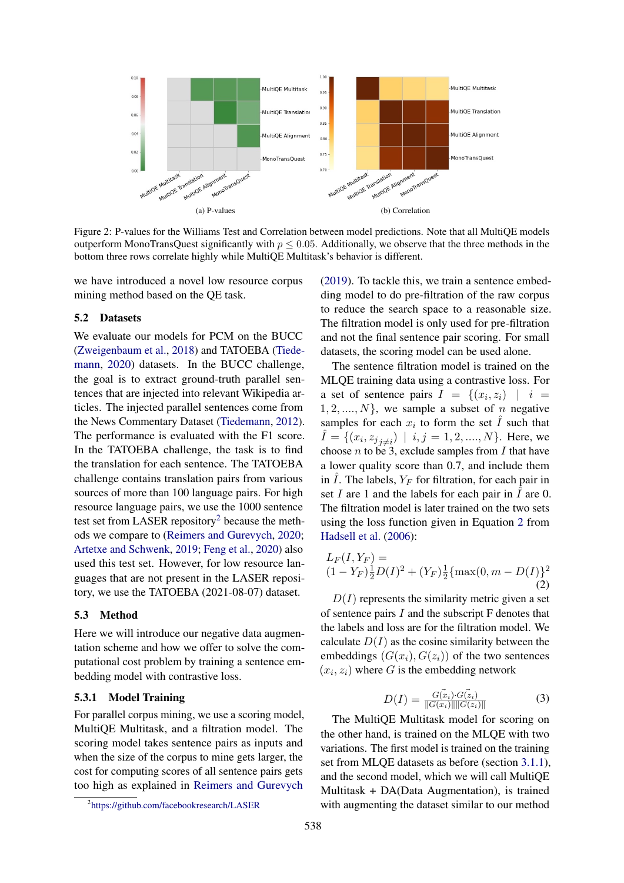(a) P-values

(b) Correlation

Figure 2: P-values for the Williams Test and Correlation between model predictions. Note that all MultiQE models outperform MonoTransQuest significantly with $p \leq 0.05$. Additionally, we observe that the three methods in the bottom three rows correlate highly while MultiQE Multitask's behavior is different.

we have introduced a novel low resource corpus mining method based on the QE task.

### 5.2 Datasets

We evaluate our models for PCM on the BUCC (Zweigenbaum et al., 2018) and TATOEBA (Tiedemann, 2020) datasets. In the BUCC challenge, the goal is to extract ground-truth parallel sentences that are injected into relevant Wikipedia articles. The injected parallel sentences come from the News Commentary Dataset (Tiedemann, 2012). The performance is evaluated with the F1 score. In the TATOEBA challenge, the task is to find the translation for each sentence. The TATOEBA challenge contains translation pairs from various sources of more than 100 language pairs. For high resource language pairs, we use the 1000 sentence test set from LASER repository[2] because the methods we compare to (Reimers and Gurevych, 2020; Artetxe and Schwenk, 2019; Feng et al., 2020) also used this test set. However, for low resource languages that are not present in the LASER repository, we use the TATOEBA (2021-08-07) dataset.

### 5.3 Method

Here we will introduce our negative data augmentation scheme and how we offer to solve the computational cost problem by training a sentence embedding model with contrastive loss.

#### 5.3.1 Model Training

For parallel corpus mining, we use a scoring model, MultiQE Multitask, and a filtration model. The scoring model takes sentence pairs as inputs and when the size of the corpus to mine gets larger, the cost for computing scores of all sentence pairs gets too high as explained in Reimers and Gurevych (2019). To tackle this, we train a sentence embedding model to do pre-filtration of the raw corpus to reduce the search space to a reasonable size. The filtration model is only used for pre-filtration and not the final sentence pair scoring. For small datasets, the scoring model can be used alone.

The sentence filtration model is trained on the MLQE training data using a contrastive loss. For a set of sentence pairs $I = \{(x_i, z_i) \mid i = 1, 2, ...., N\}$, we sample a subset of $n$ negative samples for each $x_i$ to form the set $\hat{I}$ such that $\hat{I} = \{(x_i, z_{j_{j \neq i}}) \mid i, j = 1, 2, ...., N\}$. Here, we choose $n$ to be 3, exclude samples from $I$ that have a lower quality score than 0.7, and include them in $\hat{I}$. The labels, $Y_F$ for filtration, for each pair in set $I$ are 1 and the labels for each pair in $\hat{I}$ are 0. The filtration model is later trained on the two sets using the loss function given in Equation 2 from Hadsell et al. (2006):

$$L_F(I, Y_F) = (1 - Y_F)\frac{1}{2}D(I)^2 + (Y_F)\frac{1}{2}\{\max(0, m - D(I)\}^2 \quad (2)$$

$D(I)$ represents the similarity metric given a set of sentence pairs $I$ and the subscript F denotes that the labels and loss are for the filtration model. We calculate $D(I)$ as the cosine similarity between the embeddings $(G(x_i), G(z_i))$ of the two sentences $(x_i, z_i)$ where $G$ is the embedding network

$$D(I) = \frac{\vec{G(x_i)} \cdot \vec{G(z_i)}}{\|\vec{G(x_i)}\| \|\vec{G(z_i)}\|} \quad (3)$$

The MultiQE Multitask model for scoring on the other hand, is trained on the MLQE with two variations. The first model is trained on the training set from MLQE datasets as before (section 3.1.1), and the second model, which we will call MultiQE Multitask + DA(Data Augmentation), is trained with augmenting the dataset similar to our method

[2] https://github.com/facebookresearch/LASER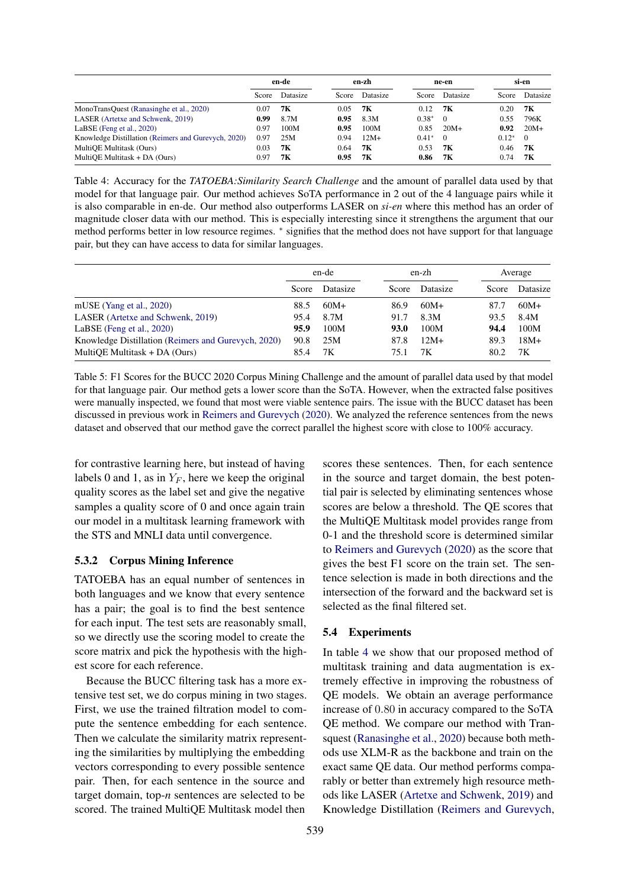| | en-de | | en-zh | | ne-en | | si-en | |
|---|---|---|---|---|---|---|---|---|
| | Score | Datasize | Score | Datasize | Score | Datasize | Score | Datasize |
| MonoTransQuest (Ranasinghe et al., 2020) | 0.07 | **7K** | 0.05 | **7K** | 0.12 | **7K** | 0.20 | **7K** |
| LASER (Artetxe and Schwenk, 2019) | **0.99** | 8.7M | **0.95** | 8.3M | 0.38* | 0 | 0.55 | 796K |
| LaBSE (Feng et al., 2020) | 0.97 | 100M | **0.95** | 100M | 0.85 | 20M+ | **0.92** | 20M+ |
| Knowledge Distillation (Reimers and Gurevych, 2020) | 0.97 | 25M | 0.94 | 12M+ | 0.41* | 0 | 0.12* | 0 |
| MultiQE Multitask (Ours) | 0.03 | **7K** | 0.64 | **7K** | 0.53 | **7K** | 0.46 | **7K** |
| MultiQE Multitask + DA (Ours) | 0.97 | **7K** | **0.95** | **7K** | **0.86** | **7K** | 0.74 | **7K** |

Table 4: Accuracy for the *TATOEBA:Similarity Search Challenge* and the amount of parallel data used by that model for that language pair. Our method achieves SoTA performance in 2 out of the 4 language pairs while it is also comparable in en-de. Our method also outperforms LASER on *si-en* where this method has an order of magnitude closer data with our method. This is especially interesting since it strengthens the argument that our method performs better in low resource regimes. * signifies that the method does not have support for that language pair, but they can have access to data for similar languages.

| | en-de | | en-zh | | Average | |
|---|---|---|---|---|---|---|
| | Score | Datasize | Score | Datasize | Score | Datasize |
| mUSE (Yang et al., 2020) | 88.5 | 60M+ | 86.9 | 60M+ | 87.7 | 60M+ |
| LASER (Artetxe and Schwenk, 2019) | 95.4 | 8.7M | 91.7 | 8.3M | 93.5 | 8.4M |
| LaBSE (Feng et al., 2020) | **95.9** | 100M | **93.0** | 100M | **94.4** | 100M |
| Knowledge Distillation (Reimers and Gurevych, 2020) | 90.8 | 25M | 87.8 | 12M+ | 89.3 | 18M+ |
| MultiQE Multitask + DA (Ours) | 85.4 | 7K | 75.1 | 7K | 80.2 | 7K |

Table 5: F1 Scores for the BUCC 2020 Corpus Mining Challenge and the amount of parallel data used by that model for that language pair. Our method gets a lower score than the SoTA. However, when the extracted false positives were manually inspected, we found that most were viable sentence pairs. The issue with the BUCC dataset has been discussed in previous work in Reimers and Gurevych (2020). We analyzed the reference sentences from the news dataset and observed that our method gave the correct parallel the highest score with close to 100% accuracy.

for contrastive learning here, but instead of having labels 0 and 1, as in $Y_F$, here we keep the original quality scores as the label set and give the negative samples a quality score of 0 and once again train our model in a multitask learning framework with the STS and MNLI data until convergence.

### 5.3.2 Corpus Mining Inference

TATOEBA has an equal number of sentences in both languages and we know that every sentence has a pair; the goal is to find the best sentence for each input. The test sets are reasonably small, so we directly use the scoring model to create the score matrix and pick the hypothesis with the highest score for each reference.

Because the BUCC filtering task has a more extensive test set, we do corpus mining in two stages. First, we use the trained filtration model to compute the sentence embedding for each sentence. Then we calculate the similarity matrix representing the similarities by multiplying the embedding vectors corresponding to every possible sentence pair. Then, for each sentence in the source and target domain, top-*n* sentences are selected to be scored. The trained MultiQE Multitask model then scores these sentences. Then, for each sentence in the source and target domain, the best potential pair is selected by eliminating sentences whose scores are below a threshold. The QE scores that the MultiQE Multitask model provides range from 0-1 and the threshold score is determined similar to Reimers and Gurevych (2020) as the score that gives the best F1 score on the train set. The sentence selection is made in both directions and the intersection of the forward and the backward set is selected as the final filtered set.

## 5.4 Experiments

In table 4 we show that our proposed method of multitask training and data augmentation is extremely effective in improving the robustness of QE models. We obtain an average performance increase of 0.80 in accuracy compared to the SoTA QE method. We compare our method with Transquest (Ranasinghe et al., 2020) because both methods use XLM-R as the backbone and train on the exact same QE data. Our method performs comparably or better than extremely high resource methods like LASER (Artetxe and Schwenk, 2019) and Knowledge Distillation (Reimers and Gurevych,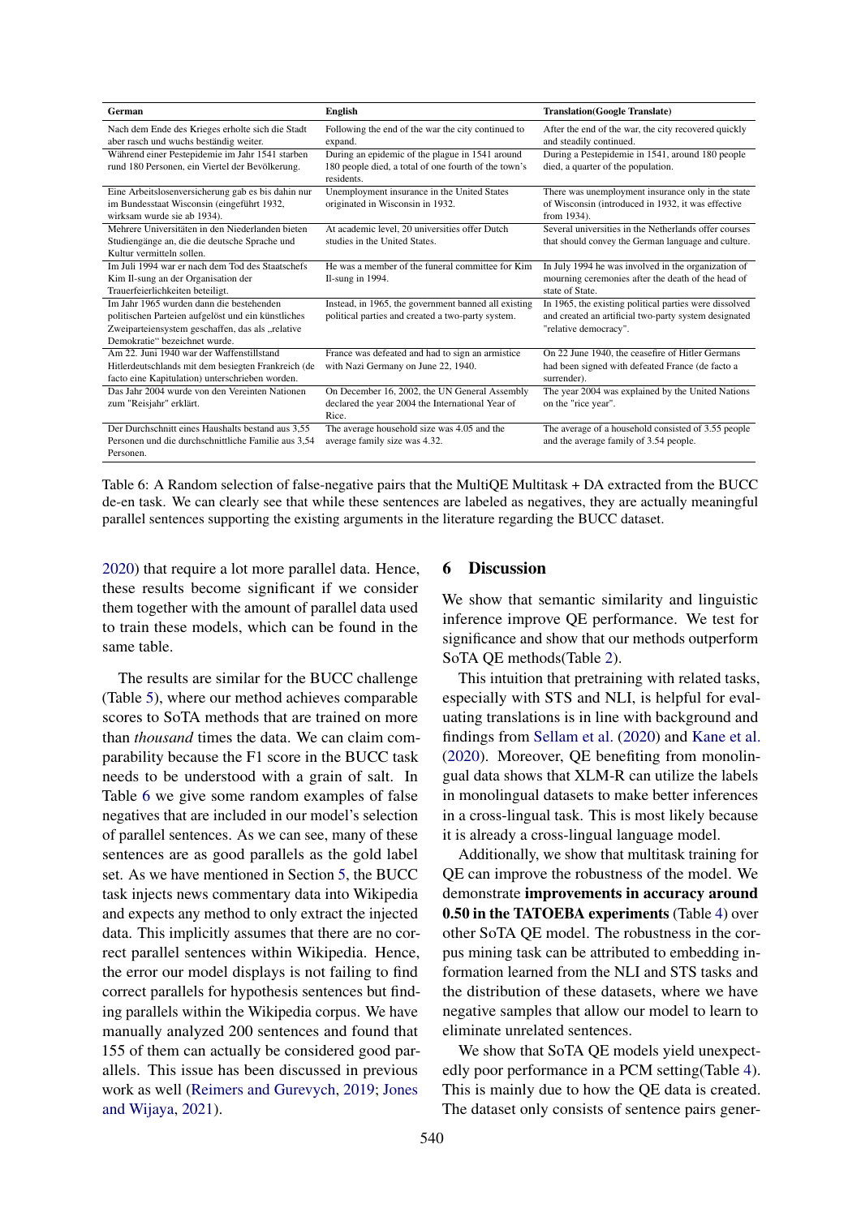| German | English | Translation(Google Translate) |
|---|---|---|
| Nach dem Ende des Krieges erholte sich die Stadt aber rasch und wuchs beständig weiter. | Following the end of the war the city continued to expand. | After the end of the war, the city recovered quickly and steadily continued. |
| Während einer Pestepidemie im Jahr 1541 starben rund 180 Personen, ein Viertel der Bevölkerung. | During an epidemic of the plague in 1541 around 180 people died, a total of one fourth of the town's residents. | During a Pestepidemie in 1541, around 180 people died, a quarter of the population. |
| Eine Arbeitslosenversicherung gab es bis dahin nur im Bundesstaat Wisconsin (eingeführt 1932, wirksam wurde sie ab 1934). | Unemployment insurance in the United States originated in Wisconsin in 1932. | There was unemployment insurance only in the state of Wisconsin (introduced in 1932, it was effective from 1934). |
| Mehrere Universitäten in den Niederlanden bieten Studiengänge an, die die deutsche Sprache und Kultur vermitteln sollen. | At academic level, 20 universities offer Dutch studies in the United States. | Several universities in the Netherlands offer courses that should convey the German language and culture. |
| Im Juli 1994 war er nach dem Tod des Staatschefs Kim Il-sung an der Organisation der Trauerfeierlichkeiten beteiligt. | He was a member of the funeral committee for Kim Il-sung in 1994. | In July 1994 he was involved in the organization of mourning ceremonies after the death of the head of state of State. |
| Im Jahr 1965 wurden dann die bestehenden politischen Parteien aufgelöst und ein künstliches Zweiparteiensystem geschaffen, das als „relative Demokratie" bezeichnet wurde. | Instead, in 1965, the government banned all existing political parties and created a two-party system. | In 1965, the existing political parties were dissolved and created an artificial two-party system designated "relative democracy". |
| Am 22. Juni 1940 war der Waffenstillstand Hitlerdeutschlands mit dem besiegten Frankreich (de facto eine Kapitulation) unterschrieben worden. | France was defeated and had to sign an armistice with Nazi Germany on June 22, 1940. | On 22 June 1940, the ceasefire of Hitler Germans had been signed with defeated France (de facto a surrender). |
| Das Jahr 2004 wurde von den Vereinten Nationen zum "Reisjahr" erklärt. | On December 16, 2002, the UN General Assembly declared the year 2004 the International Year of Rice. | The year 2004 was explained by the United Nations on the "rice year". |
| Der Durchschnitt eines Haushalts bestand aus 3,55 Personen und die durchschnittliche Familie aus 3,54 Personen. | The average household size was 4.05 and the average family size was 4.32. | The average of a household consisted of 3.55 people and the average family of 3.54 people. |

Table 6: A Random selection of false-negative pairs that the MultiQE Multitask + DA extracted from the BUCC de-en task. We can clearly see that while these sentences are labeled as negatives, they are actually meaningful parallel sentences supporting the existing arguments in the literature regarding the BUCC dataset.

2020) that require a lot more parallel data. Hence, these results become significant if we consider them together with the amount of parallel data used to train these models, which can be found in the same table.

The results are similar for the BUCC challenge (Table 5), where our method achieves comparable scores to SoTA methods that are trained on more than *thousand* times the data. We can claim comparability because the F1 score in the BUCC task needs to be understood with a grain of salt. In Table 6 we give some random examples of false negatives that are included in our model's selection of parallel sentences. As we can see, many of these sentences are as good parallels as the gold label set. As we have mentioned in Section 5, the BUCC task injects news commentary data into Wikipedia and expects any method to only extract the injected data. This implicitly assumes that there are no correct parallel sentences within Wikipedia. Hence, the error our model displays is not failing to find correct parallels for hypothesis sentences but finding parallels within the Wikipedia corpus. We have manually analyzed 200 sentences and found that 155 of them can actually be considered good parallels. This issue has been discussed in previous work as well (Reimers and Gurevych, 2019; Jones and Wijaya, 2021).

## 6 Discussion

We show that semantic similarity and linguistic inference improve QE performance. We test for significance and show that our methods outperform SoTA QE methods(Table 2).

This intuition that pretraining with related tasks, especially with STS and NLI, is helpful for evaluating translations is in line with background and findings from Sellam et al. (2020) and Kane et al. (2020). Moreover, QE benefiting from monolingual data shows that XLM-R can utilize the labels in monolingual datasets to make better inferences in a cross-lingual task. This is most likely because it is already a cross-lingual language model.

Additionally, we show that multitask training for QE can improve the robustness of the model. We demonstrate **improvements in accuracy around 0.50 in the TATOEBA experiments** (Table 4) over other SoTA QE model. The robustness in the corpus mining task can be attributed to embedding information learned from the NLI and STS tasks and the distribution of these datasets, where we have negative samples that allow our model to learn to eliminate unrelated sentences.

We show that SoTA QE models yield unexpectedly poor performance in a PCM setting(Table 4). This is mainly due to how the QE data is created. The dataset only consists of sentence pairs gener-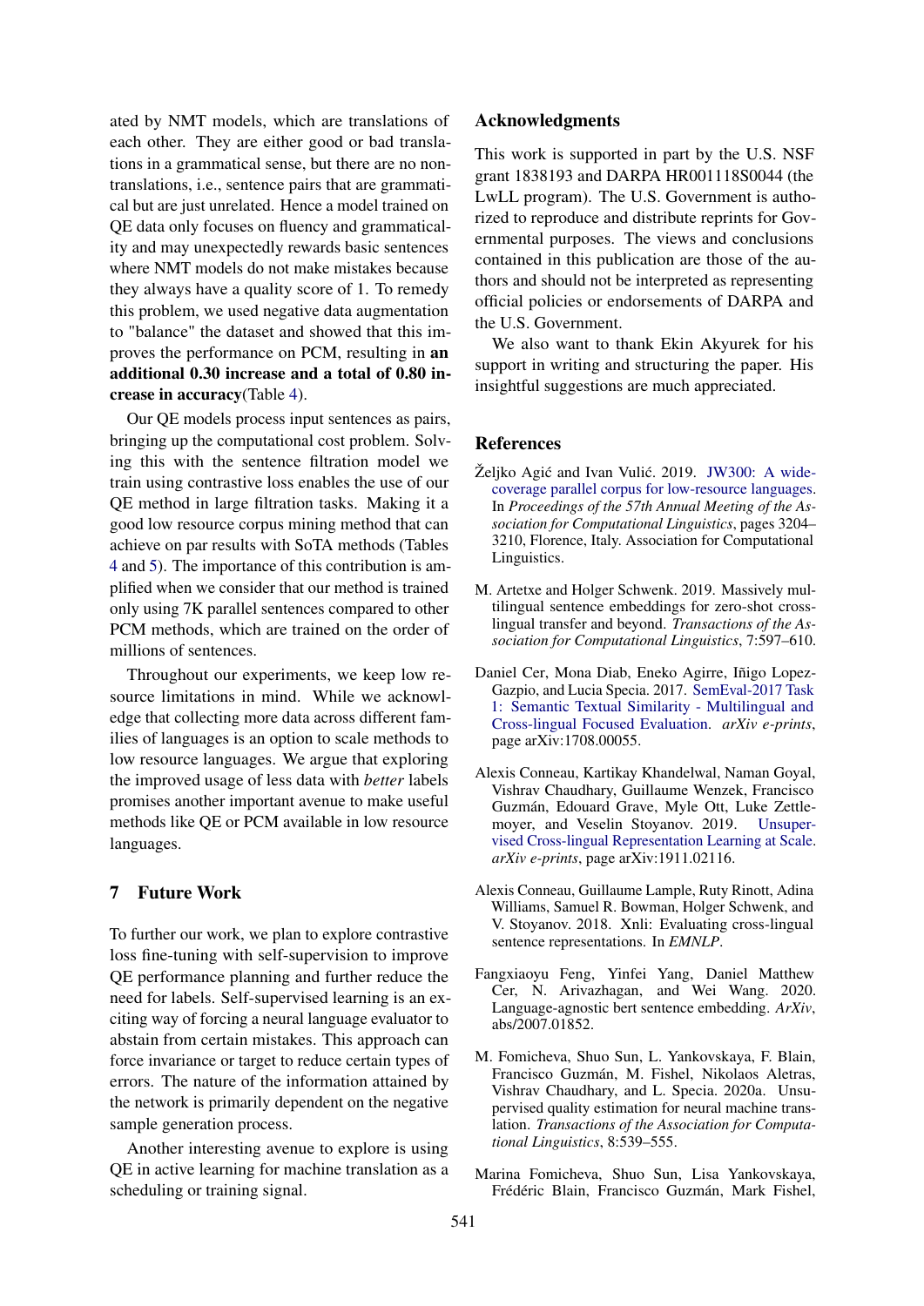ated by NMT models, which are translations of each other. They are either good or bad translations in a grammatical sense, but there are no non-translations, i.e., sentence pairs that are grammatical but are just unrelated. Hence a model trained on QE data only focuses on fluency and grammaticality and may unexpectedly rewards basic sentences where NMT models do not make mistakes because they always have a quality score of 1. To remedy this problem, we used negative data augmentation to "balance" the dataset and showed that this improves the performance on PCM, resulting in **an additional 0.30 increase and a total of 0.80 increase in accuracy**(Table 4).

Our QE models process input sentences as pairs, bringing up the computational cost problem. Solving this with the sentence filtration model we train using contrastive loss enables the use of our QE method in large filtration tasks. Making it a good low resource corpus mining method that can achieve on par results with SoTA methods (Tables 4 and 5). The importance of this contribution is amplified when we consider that our method is trained only using 7K parallel sentences compared to other PCM methods, which are trained on the order of millions of sentences.

Throughout our experiments, we keep low resource limitations in mind. While we acknowledge that collecting more data across different families of languages is an option to scale methods to low resource languages. We argue that exploring the improved usage of less data with *better* labels promises another important avenue to make useful methods like QE or PCM available in low resource languages.

## 7 Future Work

To further our work, we plan to explore contrastive loss fine-tuning with self-supervision to improve QE performance planning and further reduce the need for labels. Self-supervised learning is an exciting way of forcing a neural language evaluator to abstain from certain mistakes. This approach can force invariance or target to reduce certain types of errors. The nature of the information attained by the network is primarily dependent on the negative sample generation process.

Another interesting avenue to explore is using QE in active learning for machine translation as a scheduling or training signal.

## Acknowledgments

This work is supported in part by the U.S. NSF grant 1838193 and DARPA HR001118S0044 (the LwLL program). The U.S. Government is authorized to reproduce and distribute reprints for Governmental purposes. The views and conclusions contained in this publication are those of the authors and should not be interpreted as representing official policies or endorsements of DARPA and the U.S. Government.

We also want to thank Ekin Akyurek for his support in writing and structuring the paper. His insightful suggestions are much appreciated.

## References

Željko Agić and Ivan Vulić. 2019. JW300: A wide-coverage parallel corpus for low-resource languages. In *Proceedings of the 57th Annual Meeting of the Association for Computational Linguistics*, pages 3204–3210, Florence, Italy. Association for Computational Linguistics.

M. Artetxe and Holger Schwenk. 2019. Massively multilingual sentence embeddings for zero-shot cross-lingual transfer and beyond. *Transactions of the Association for Computational Linguistics*, 7:597–610.

Daniel Cer, Mona Diab, Eneko Agirre, Iñigo Lopez-Gazpio, and Lucia Specia. 2017. SemEval-2017 Task 1: Semantic Textual Similarity - Multilingual and Cross-lingual Focused Evaluation. *arXiv e-prints*, page arXiv:1708.00055.

Alexis Conneau, Kartikay Khandelwal, Naman Goyal, Vishrav Chaudhary, Guillaume Wenzek, Francisco Guzmán, Edouard Grave, Myle Ott, Luke Zettlemoyer, and Veselin Stoyanov. 2019. Unsupervised Cross-lingual Representation Learning at Scale. *arXiv e-prints*, page arXiv:1911.02116.

Alexis Conneau, Guillaume Lample, Ruty Rinott, Adina Williams, Samuel R. Bowman, Holger Schwenk, and V. Stoyanov. 2018. Xnli: Evaluating cross-lingual sentence representations. In *EMNLP*.

Fangxiaoyu Feng, Yinfei Yang, Daniel Matthew Cer, N. Arivazhagan, and Wei Wang. 2020. Language-agnostic bert sentence embedding. *ArXiv*, abs/2007.01852.

M. Fomicheva, Shuo Sun, L. Yankovskaya, F. Blain, Francisco Guzmán, M. Fishel, Nikolaos Aletras, Vishrav Chaudhary, and L. Specia. 2020a. Unsupervised quality estimation for neural machine translation. *Transactions of the Association for Computational Linguistics*, 8:539–555.

Marina Fomicheva, Shuo Sun, Lisa Yankovskaya, Frédéric Blain, Francisco Guzmán, Mark Fishel,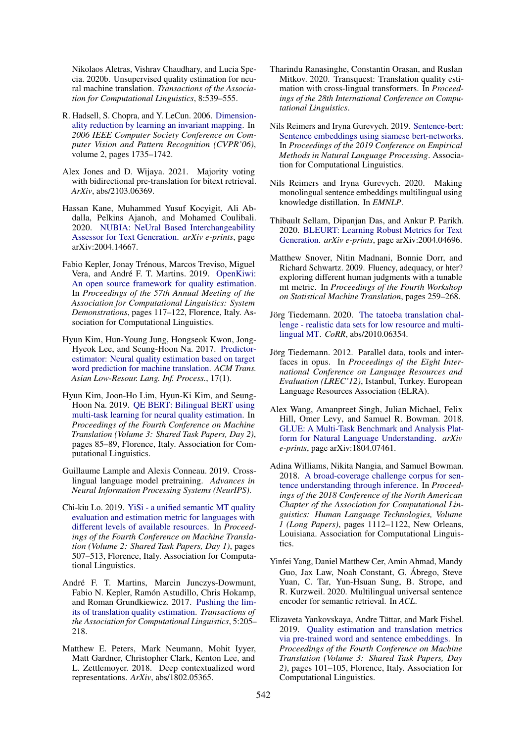Nikolaos Aletras, Vishrav Chaudhary, and Lucia Specia. 2020b. Unsupervised quality estimation for neural machine translation. *Transactions of the Association for Computational Linguistics*, 8:539–555.

R. Hadsell, S. Chopra, and Y. LeCun. 2006. Dimensionality reduction by learning an invariant mapping. In *2006 IEEE Computer Society Conference on Computer Vision and Pattern Recognition (CVPR'06)*, volume 2, pages 1735–1742.

Alex Jones and D. Wijaya. 2021. Majority voting with bidirectional pre-translation for bitext retrieval. *ArXiv*, abs/2103.06369.

Hassan Kane, Muhammed Yusuf Kocyigit, Ali Abdalla, Pelkins Ajanoh, and Mohamed Coulibali. 2020. NUBIA: NeUral Based Interchangeability Assessor for Text Generation. *arXiv e-prints*, page arXiv:2004.14667.

Fabio Kepler, Jonay Trénous, Marcos Treviso, Miguel Vera, and André F. T. Martins. 2019. OpenKiwi: An open source framework for quality estimation. In *Proceedings of the 57th Annual Meeting of the Association for Computational Linguistics: System Demonstrations*, pages 117–122, Florence, Italy. Association for Computational Linguistics.

Hyun Kim, Hun-Young Jung, Hongseok Kwon, Jong-Hyeok Lee, and Seung-Hoon Na. 2017. Predictor-estimator: Neural quality estimation based on target word prediction for machine translation. *ACM Trans. Asian Low-Resour. Lang. Inf. Process.*, 17(1).

Hyun Kim, Joon-Ho Lim, Hyun-Ki Kim, and Seung-Hoon Na. 2019. QE BERT: Bilingual BERT using multi-task learning for neural quality estimation. In *Proceedings of the Fourth Conference on Machine Translation (Volume 3: Shared Task Papers, Day 2)*, pages 85–89, Florence, Italy. Association for Computational Linguistics.

Guillaume Lample and Alexis Conneau. 2019. Cross-lingual language model pretraining. *Advances in Neural Information Processing Systems (NeurIPS)*.

Chi-kiu Lo. 2019. YiSi - a unified semantic MT quality evaluation and estimation metric for languages with different levels of available resources. In *Proceedings of the Fourth Conference on Machine Translation (Volume 2: Shared Task Papers, Day 1)*, pages 507–513, Florence, Italy. Association for Computational Linguistics.

André F. T. Martins, Marcin Junczys-Dowmunt, Fabio N. Kepler, Ramón Astudillo, Chris Hokamp, and Roman Grundkiewicz. 2017. Pushing the limits of translation quality estimation. *Transactions of the Association for Computational Linguistics*, 5:205–218.

Matthew E. Peters, Mark Neumann, Mohit Iyyer, Matt Gardner, Christopher Clark, Kenton Lee, and L. Zettlemoyer. 2018. Deep contextualized word representations. *ArXiv*, abs/1802.05365.

Tharindu Ranasinghe, Constantin Orasan, and Ruslan Mitkov. 2020. Transquest: Translation quality estimation with cross-lingual transformers. In *Proceedings of the 28th International Conference on Computational Linguistics*.

Nils Reimers and Iryna Gurevych. 2019. Sentence-bert: Sentence embeddings using siamese bert-networks. In *Proceedings of the 2019 Conference on Empirical Methods in Natural Language Processing*. Association for Computational Linguistics.

Nils Reimers and Iryna Gurevych. 2020. Making monolingual sentence embeddings multilingual using knowledge distillation. In *EMNLP*.

Thibault Sellam, Dipanjan Das, and Ankur P. Parikh. 2020. BLEURT: Learning Robust Metrics for Text Generation. *arXiv e-prints*, page arXiv:2004.04696.

Matthew Snover, Nitin Madnani, Bonnie Dorr, and Richard Schwartz. 2009. Fluency, adequacy, or hter? exploring different human judgments with a tunable mt metric. In *Proceedings of the Fourth Workshop on Statistical Machine Translation*, pages 259–268.

Jörg Tiedemann. 2020. The tatoeba translation challenge - realistic data sets for low resource and multilingual MT. *CoRR*, abs/2010.06354.

Jörg Tiedemann. 2012. Parallel data, tools and interfaces in opus. In *Proceedings of the Eight International Conference on Language Resources and Evaluation (LREC'12)*, Istanbul, Turkey. European Language Resources Association (ELRA).

Alex Wang, Amanpreet Singh, Julian Michael, Felix Hill, Omer Levy, and Samuel R. Bowman. 2018. GLUE: A Multi-Task Benchmark and Analysis Platform for Natural Language Understanding. *arXiv e-prints*, page arXiv:1804.07461.

Adina Williams, Nikita Nangia, and Samuel Bowman. 2018. A broad-coverage challenge corpus for sentence understanding through inference. In *Proceedings of the 2018 Conference of the North American Chapter of the Association for Computational Linguistics: Human Language Technologies, Volume 1 (Long Papers)*, pages 1112–1122, New Orleans, Louisiana. Association for Computational Linguistics.

Yinfei Yang, Daniel Matthew Cer, Amin Ahmad, Mandy Guo, Jax Law, Noah Constant, G. Ábrego, Steve Yuan, C. Tar, Yun-Hsuan Sung, B. Strope, and R. Kurzweil. 2020. Multilingual universal sentence encoder for semantic retrieval. In *ACL*.

Elizaveta Yankovskaya, Andre Tättar, and Mark Fishel. 2019. Quality estimation and translation metrics via pre-trained word and sentence embeddings. In *Proceedings of the Fourth Conference on Machine Translation (Volume 3: Shared Task Papers, Day 2)*, pages 101–105, Florence, Italy. Association for Computational Linguistics.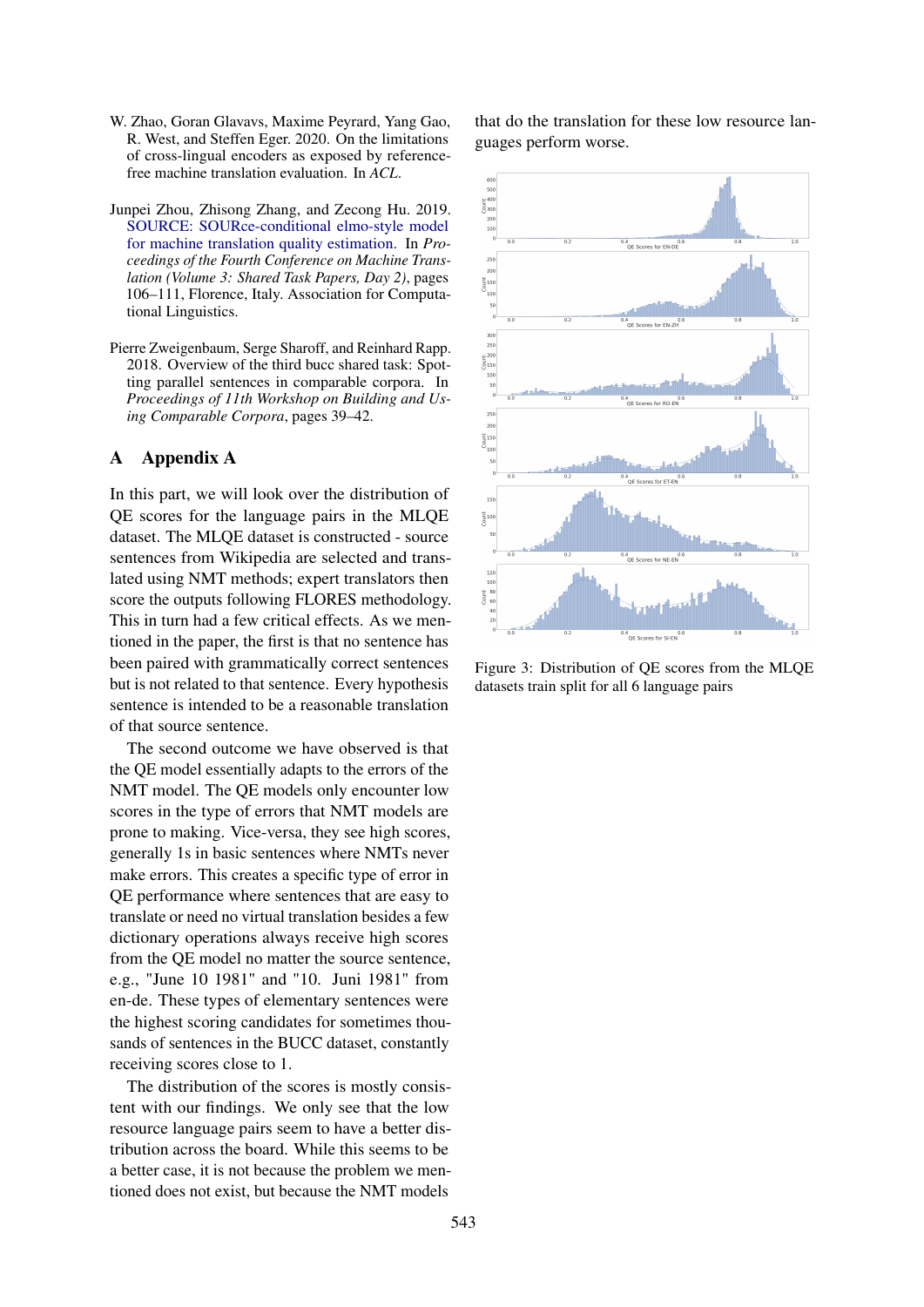W. Zhao, Goran Glavavs, Maxime Peyrard, Yang Gao, R. West, and Steffen Eger. 2020. On the limitations of cross-lingual encoders as exposed by reference-free machine translation evaluation. In *ACL*.

Junpei Zhou, Zhisong Zhang, and Zecong Hu. 2019. SOURCE: SOURce-conditional elmo-style model for machine translation quality estimation. In *Proceedings of the Fourth Conference on Machine Translation (Volume 3: Shared Task Papers, Day 2)*, pages 106–111, Florence, Italy. Association for Computational Linguistics.

Pierre Zweigenbaum, Serge Sharoff, and Reinhard Rapp. 2018. Overview of the third bucc shared task: Spotting parallel sentences in comparable corpora. In *Proceedings of 11th Workshop on Building and Using Comparable Corpora*, pages 39–42.

# A Appendix A

In this part, we will look over the distribution of QE scores for the language pairs in the MLQE dataset. The MLQE dataset is constructed - source sentences from Wikipedia are selected and translated using NMT methods; expert translators then score the outputs following FLORES methodology. This in turn had a few critical effects. As we mentioned in the paper, the first is that no sentence has been paired with grammatically correct sentences but is not related to that sentence. Every hypothesis sentence is intended to be a reasonable translation of that source sentence.

The second outcome we have observed is that the QE model essentially adapts to the errors of the NMT model. The QE models only encounter low scores in the type of errors that NMT models are prone to making. Vice-versa, they see high scores, generally 1s in basic sentences where NMTs never make errors. This creates a specific type of error in QE performance where sentences that are easy to translate or need no virtual translation besides a few dictionary operations always receive high scores from the QE model no matter the source sentence, e.g., "June 10 1981" and "10. Juni 1981" from en-de. These types of elementary sentences were the highest scoring candidates for sometimes thousands of sentences in the BUCC dataset, constantly receiving scores close to 1.

The distribution of the scores is mostly consistent with our findings. We only see that the low resource language pairs seem to have a better distribution across the board. While this seems to be a better case, it is not because the problem we mentioned does not exist, but because the NMT models that do the translation for these low resource languages perform worse.

QE Scores for EN-DE

QE Scores for EN-ZH

QE Scores for RO-EN

QE Scores for ET-EN

QE Scores for NE-EN

QE Scores for SI-EN

Figure 3: Distribution of QE scores from the MLQE datasets train split for all 6 language pairs